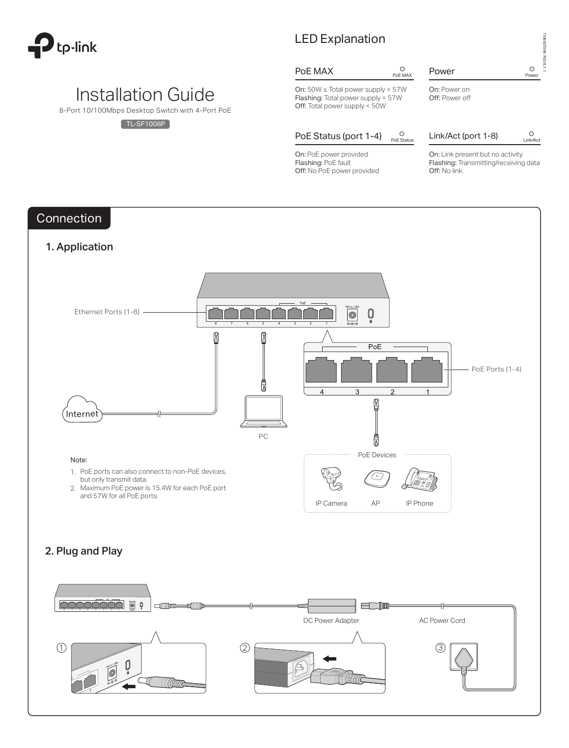# Installation Guide

8-Port 10/100Mbps Desktop Switch with 4-Port PoE

TL-SF1008P

## LED Explanation

### PoE MAX

**On:** 50W ≤ Total power supply < 57W
**Flashing:** Total power supply = 57W
**Off:** Total power supply < 50W

### Power

**On:** Power on
**Off:** Power off

### PoE Status (port 1-4)

**On:** PoE power provided
**Flashing:** PoE fault
**Off:** No PoE power provided

### Link/Act (port 1-8)

**On:** Link present but no activity
**Flashing:** Transmitting/receiving data
**Off:** No link

## Connection

### 1. Application

Ethernet Ports (1-8)

PoE Ports (1-4)

Internet

PC

PoE Devices

IP Camera  AP  IP Phone

Note:

1. PoE ports can also connect to non-PoE devices, but only transmit data.
2. Maximum PoE power is 15.4W for each PoE port and 57W for all PoE ports.

### 2. Plug and Play

DC Power Adapter

AC Power Cord

① ② ③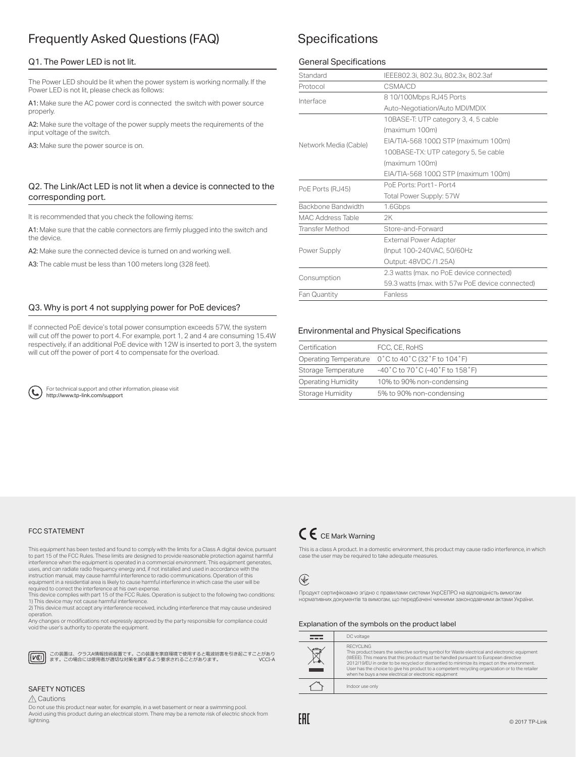# Frequently Asked Questions (FAQ)

## Q1. The Power LED is not lit.

The Power LED should be lit when the power system is working normally. If the Power LED is not lit, please check as follows:

**A1:** Make sure the AC power cord is connected the switch with power source properly.

**A2:** Make sure the voltage of the power supply meets the requirements of the input voltage of the switch.

**A3:** Make sure the power source is on.

## Q2. The Link/Act LED is not lit when a device is connected to the corresponding port.

It is recommended that you check the following items:

**A1:** Make sure that the cable connectors are firmly plugged into the switch and the device.

**A2:** Make sure the connected device is turned on and working well.

**A3:** The cable must be less than 100 meters long (328 feet).

## Q3. Why is port 4 not supplying power for PoE devices?

If connected PoE device's total power consumption exceeds 57W, the system will cut off the power to port 4. For example, port 1, 2 and 4 are consuming 15.4W respectively, if an additional PoE device with 12W is inserted to port 3, the system will cut off the power of port 4 to compensate for the overload.

For technical support and other information, please visit
http://www.tp-link.com/support

# Specifications

## General Specifications

| | |
|---|---|
| Standard | IEEE802.3i, 802.3u, 802.3x, 802.3af |
| Protocol | CSMA/CD |
| Interface | 8 10/100Mbps RJ45 Ports<br>Auto-Negotiation/Auto MDI/MDIX |
| Network Media (Cable) | 10BASE-T: UTP category 3, 4, 5 cable (maximum 100m)<br>EIA/TIA-568 100Ω STP (maximum 100m)<br>100BASE-TX: UTP category 5, 5e cable (maximum 100m)<br>EIA/TIA-568 100Ω STP (maximum 100m) |
| PoE Ports (RJ45) | PoE Ports: Port1- Port4<br>Total Power Supply: 57W |
| Backbone Bandwidth | 1.6Gbps |
| MAC Address Table | 2K |
| Transfer Method | Store-and-Forward |
| Power Supply | External Power Adapter<br>(Input 100-240VAC, 50/60Hz<br>Output: 48VDC /1.25A) |
| Consumption | 2.3 watts (max. no PoE device connected)<br>59.3 watts (max. with 57w PoE device connected) |
| Fan Quantity | Fanless |

## Environmental and Physical Specifications

| | |
|---|---|
| Certification | FCC, CE, RoHS |
| Operating Temperature | 0˚C to 40˚C (32˚F to 104˚F) |
| Storage Temperature | -40˚C to 70˚C (-40˚F to 158˚F) |
| Operating Humidity | 10% to 90% non-condensing |
| Storage Humidity | 5% to 90% non-condensing |

### FCC STATEMENT

This equipment has been tested and found to comply with the limits for a Class A digital device, pursuant to part 15 of the FCC Rules. These limits are designed to provide reasonable protection against harmful interference when the equipment is operated in a commercial environment. This equipment generates, uses, and can radiate radio frequency energy and, if not installed and used in accordance with the instruction manual, may cause harmful interference to radio communications. Operation of this equipment in a residential area is likely to cause harmful interference in which case the user will be required to correct the interference at his own expense.
This device complies with part 15 of the FCC Rules. Operation is subject to the following two conditions:
1) This device may not cause harmful interference.
2) This device must accept any interference received, including interference that may cause undesired operation.
Any changes or modifications not expressly approved by the party responsible for compliance could void the user's authority to operate the equipment.

この装置は、クラスA情報技術装置です。この装置を家庭環境で使用すると電波妨害を引き起こすことがあります。この場合には使用者が適切な対策を講ずるよう要求されることがあります。 VCCI-A

### SAFETY NOTICES

⚠ Cautions

Do not use this product near water, for example, in a wet basement or near a swimming pool.
Avoid using this product during an electrical storm. There may be a remote risk of electric shock from lightning.

### CE Mark Warning

This is a class A product. In a domestic environment, this product may cause radio interference, in which case the user may be required to take adequate measures.

Продукт сертифіковано згідно с правилами системи УкрСЕПРО на відповідність вимогам нормативних документів та вимогам, що передбачені чинними законодавчими актами України.

### Explanation of the symbols on the product label

| | |
|---|---|
| ⎓ | DC voltage |
| | RECYCLING<br>This product bears the selective sorting symbol for Waste electrical and electronic equipment (WEEE). This means that this product must be handled pursuant to European directive 2012/19/EU in order to be recycled or dismantled to minimize its impact on the environment.<br>User has the choice to give his product to a competent recycling organization or to the retailer when he buys a new electrical or electronic equipment |
| | Indoor use only |

EAC

© 2017 TP-Link